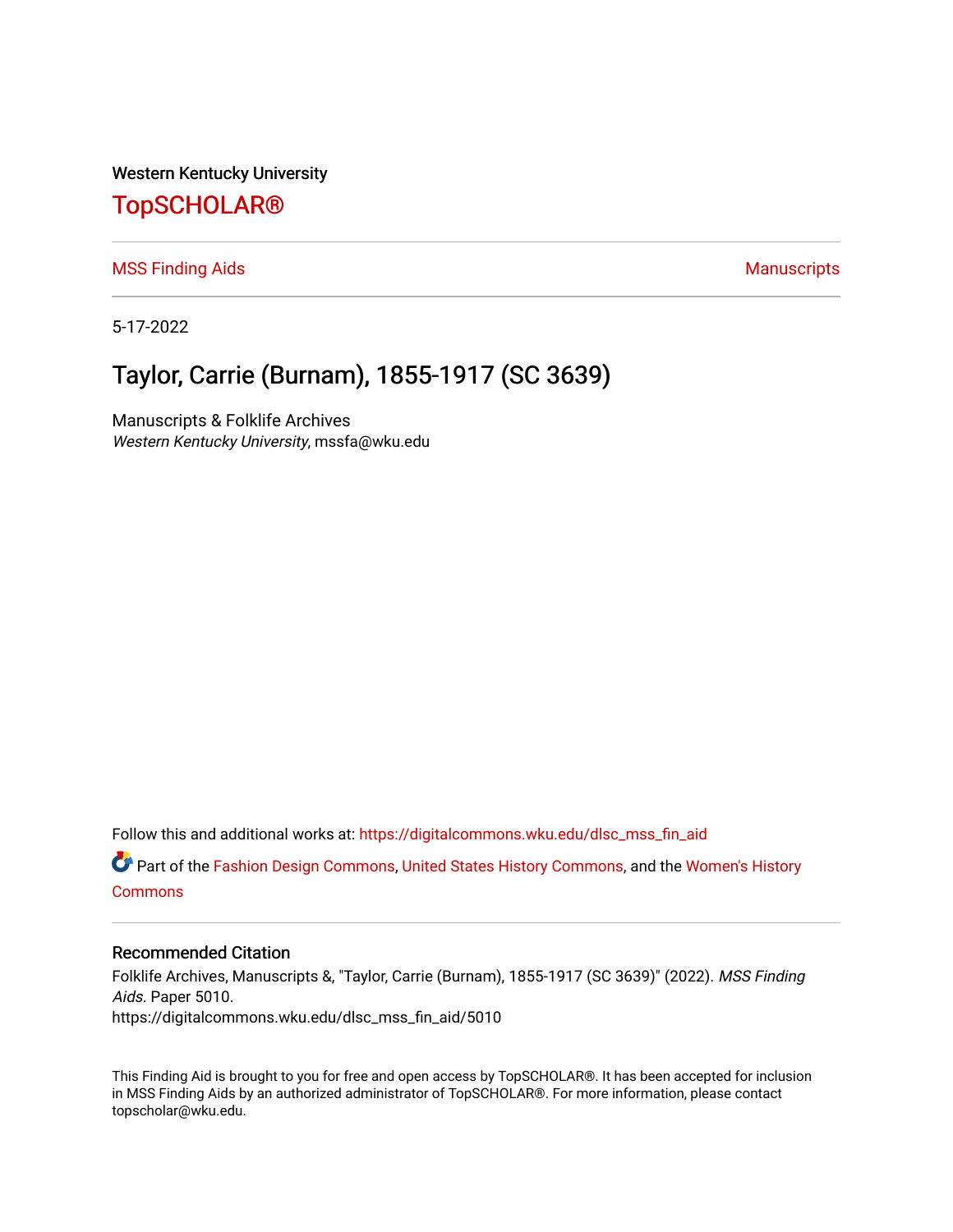Western Kentucky University

# TopSCHOLAR®

MSS Finding Aids | Manuscripts

5-17-2022

## Taylor, Carrie (Burnam), 1855-1917 (SC 3639)

Manuscripts & Folklife Archives
*Western Kentucky University*, mssfa@wku.edu

Follow this and additional works at: https://digitalcommons.wku.edu/dlsc_mss_fin_aid

Part of the Fashion Design Commons, United States History Commons, and the Women's History Commons

### Recommended Citation

Folklife Archives, Manuscripts &, "Taylor, Carrie (Burnam), 1855-1917 (SC 3639)" (2022). *MSS Finding Aids.* Paper 5010.
https://digitalcommons.wku.edu/dlsc_mss_fin_aid/5010

This Finding Aid is brought to you for free and open access by TopSCHOLAR®. It has been accepted for inclusion in MSS Finding Aids by an authorized administrator of TopSCHOLAR®. For more information, please contact topscholar@wku.edu.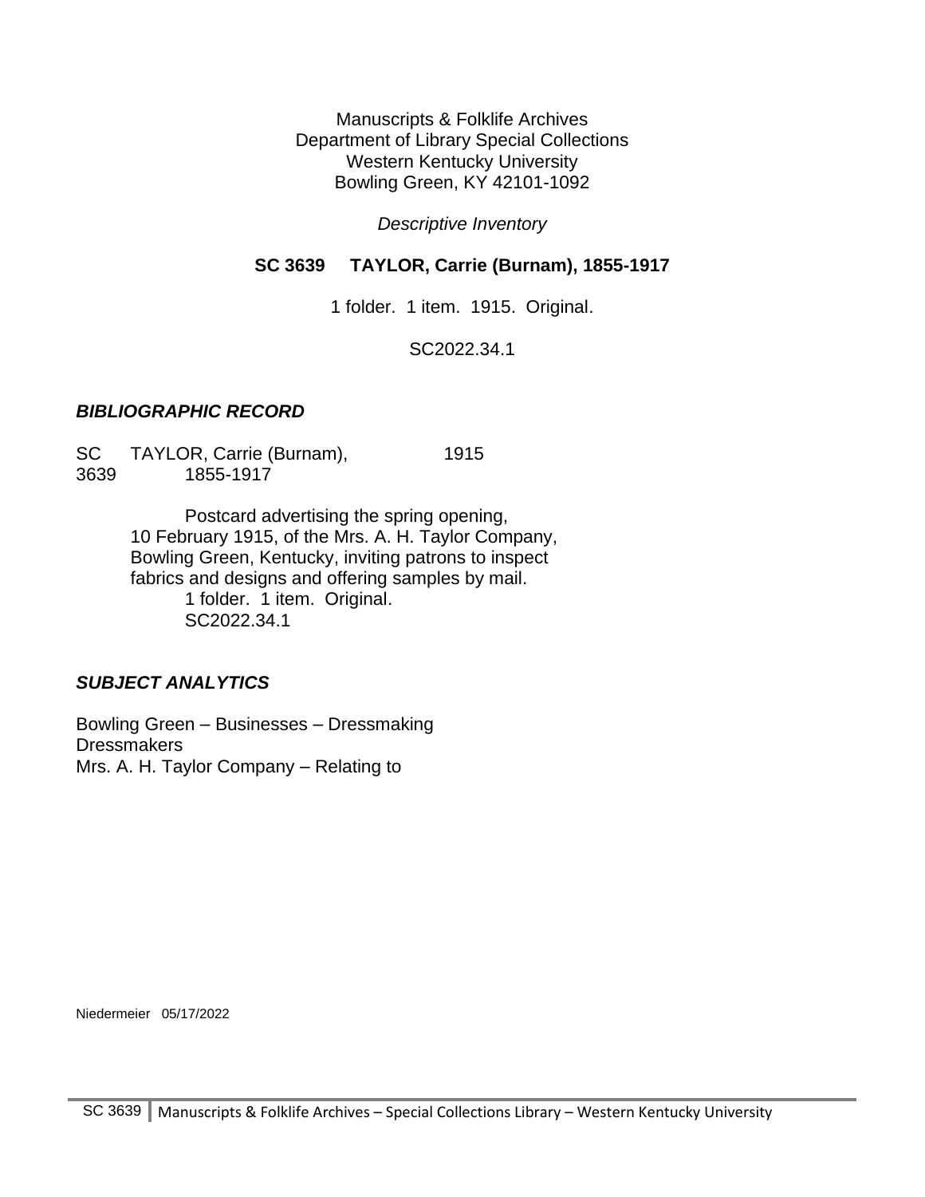Manuscripts & Folklife Archives
Department of Library Special Collections
Western Kentucky University
Bowling Green, KY 42101-1092

*Descriptive Inventory*

**SC 3639 TAYLOR, Carrie (Burnam), 1855-1917**

1 folder. 1 item. 1915. Original.

SC2022.34.1

## *BIBLIOGRAPHIC RECORD*

SC 3639 TAYLOR, Carrie (Burnam), 1855-1917 1915

Postcard advertising the spring opening, 10 February 1915, of the Mrs. A. H. Taylor Company, Bowling Green, Kentucky, inviting patrons to inspect fabrics and designs and offering samples by mail.
1 folder. 1 item. Original.
SC2022.34.1

## *SUBJECT ANALYTICS*

Bowling Green – Businesses – Dressmaking
Dressmakers
Mrs. A. H. Taylor Company – Relating to

Niedermeier 05/17/2022